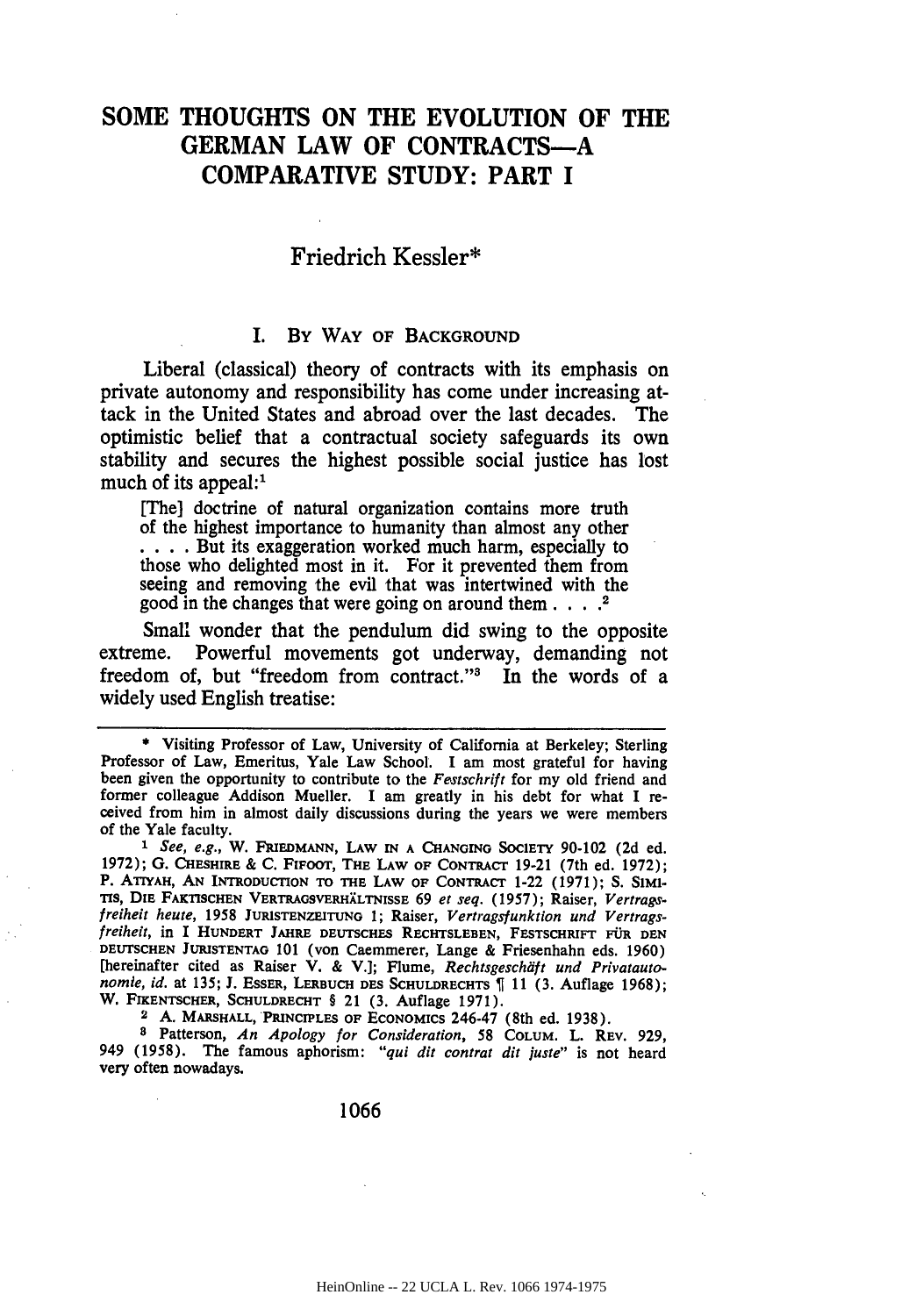# SOME THOUGHTS ON THE EVOLUTION OF THE GERMAN LAW OF CONTRACTS—A COMPARATIVE STUDY: PART I

Friedrich Kessler*

## I. BY WAY OF BACKGROUND

Liberal (classical) theory of contracts with its emphasis on private autonomy and responsibility has come under increasing attack in the United States and abroad over the last decades. The optimistic belief that a contractual society safeguards its own stability and secures the highest possible social justice has lost much of its appeal:[1]

> [The] doctrine of natural organization contains more truth of the highest importance to humanity than almost any other . . . . But its exaggeration worked much harm, especially to those who delighted most in it. For it prevented them from seeing and removing the evil that was intertwined with the good in the changes that were going on around them . . . .[2]

Small wonder that the pendulum did swing to the opposite extreme. Powerful movements got underway, demanding not freedom of, but "freedom from contract."[3] In the words of a widely used English treatise:

---

\* Visiting Professor of Law, University of California at Berkeley; Sterling Professor of Law, Emeritus, Yale Law School. I am most grateful for having been given the opportunity to contribute to the *Festschrift* for my old friend and former colleague Addison Mueller. I am greatly in his debt for what I received from him in almost daily discussions during the years we were members of the Yale faculty.

[1] *See, e.g.*, W. FRIEDMANN, LAW IN A CHANGING SOCIETY 90-102 (2d ed. 1972); G. CHESHIRE & C. FIFOOT, THE LAW OF CONTRACT 19-21 (7th ed. 1972); P. ATIYAH, AN INTRODUCTION TO THE LAW OF CONTRACT 1-22 (1971); S. SIMITIS, DIE FAKTISCHEN VERTRAGSVERHÄLTNISSE 69 *et seq.* (1957); Raiser, *Vertragsfreiheit heute*, 1958 JURISTENZEITUNG 1; Raiser, *Vertragsfunktion und Vertragsfreiheit*, in I HUNDERT JAHRE DEUTSCHES RECHTSLEBEN, FESTSCHRIFT FÜR DEN DEUTSCHEN JURISTENTAG 101 (von Caemmerer, Lange & Friesenhahn eds. 1960) [hereinafter cited as Raiser V. & V.]; Flume, *Rechtsgeschäft und Privatautonomie, id.* at 135; J. ESSER, LERBUCH DES SCHULDRECHTS ¶ 11 (3. Auflage 1968); W. FIKENTSCHER, SCHULDRECHT § 21 (3. Auflage 1971).

[2] A. MARSHALL, PRINCIPLES OF ECONOMICS 246-47 (8th ed. 1938).

[3] Patterson, *An Apology for Consideration*, 58 COLUM. L. REV. 929, 949 (1958). The famous aphorism: *"qui dit contrat dit juste"* is not heard very often nowadays.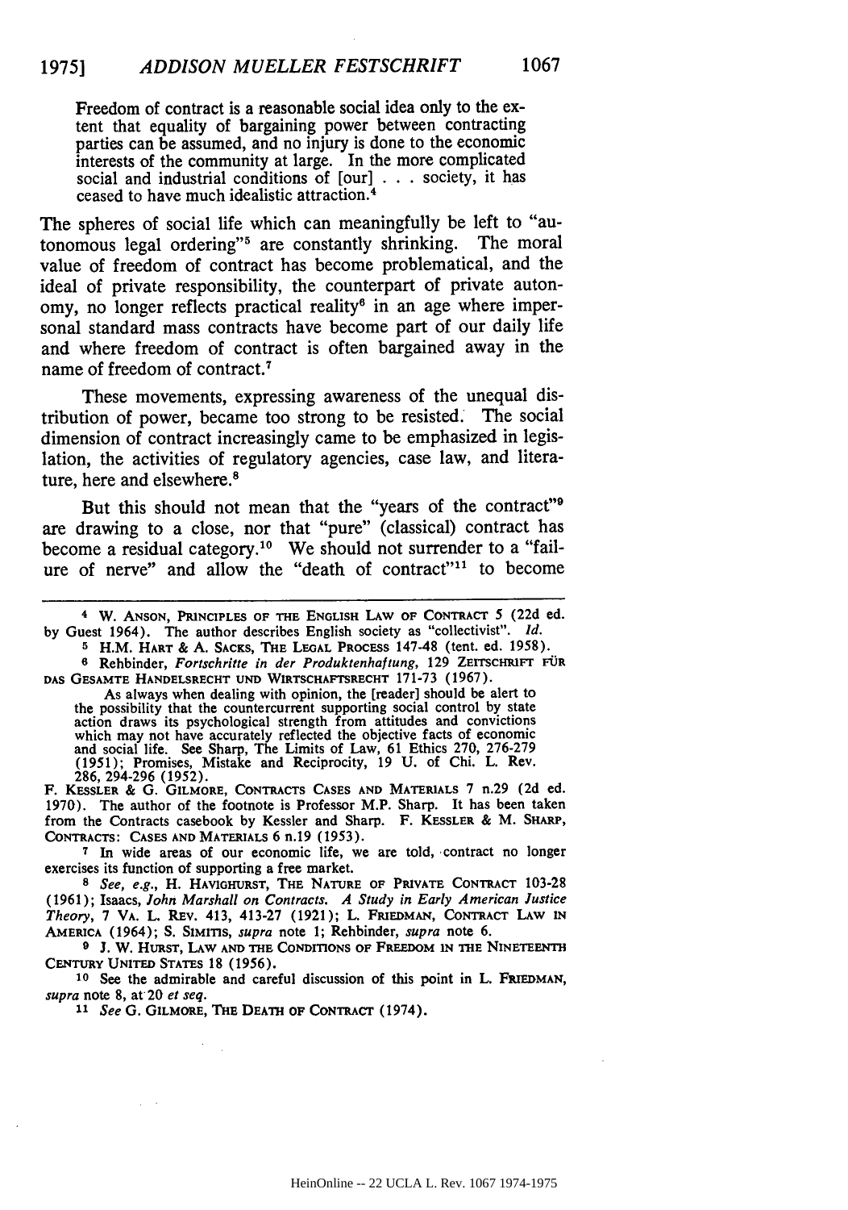> Freedom of contract is a reasonable social idea only to the extent that equality of bargaining power between contracting parties can be assumed, and no injury is done to the economic interests of the community at large. In the more complicated social and industrial conditions of [our] . . . society, it has ceased to have much idealistic attraction.[4]

The spheres of social life which can meaningfully be left to "autonomous legal ordering"[5] are constantly shrinking. The moral value of freedom of contract has become problematical, and the ideal of private responsibility, the counterpart of private autonomy, no longer reflects practical reality[6] in an age where impersonal standard mass contracts have become part of our daily life and where freedom of contract is often bargained away in the name of freedom of contract.[7]

These movements, expressing awareness of the unequal distribution of power, became too strong to be resisted. The social dimension of contract increasingly came to be emphasized in legislation, the activities of regulatory agencies, case law, and literature, here and elsewhere.[8]

But this should not mean that the "years of the contract"[9] are drawing to a close, nor that "pure" (classical) contract has become a residual category.[10] We should not surrender to a "failure of nerve" and allow the "death of contract"[11] to become

---

[4] W. ANSON, PRINCIPLES OF THE ENGLISH LAW OF CONTRACT 5 (22d ed. by Guest 1964). The author describes English society as "collectivist". *Id.*

[5] H.M. HART & A. SACKS, THE LEGAL PROCESS 147-48 (tent. ed. 1958).

[6] Rehbinder, *Fortschritte in der Produktenhaftung*, 129 ZEITSCHRIFT FÜR DAS GESAMTE HANDELSRECHT UND WIRTSCHAFTSRECHT 171-73 (1967).

> As always when dealing with opinion, the [reader] should be alert to the possibility that the countercurrent supporting social control by state action draws its psychological strength from attitudes and convictions which may not have accurately reflected the objective facts of economic and social life. See Sharp, The Limits of Law, 61 Ethics 270, 276-279 (1951); Promises, Mistake and Reciprocity, 19 U. of Chi. L. Rev. 286, 294-296 (1952).

F. KESSLER & G. GILMORE, CONTRACTS CASES AND MATERIALS 7 n.29 (2d ed. 1970). The author of the footnote is Professor M.P. Sharp. It has been taken from the Contracts casebook by Kessler and Sharp. F. KESSLER & M. SHARP, CONTRACTS: CASES AND MATERIALS 6 n.19 (1953).

[7] In wide areas of our economic life, we are told, contract no longer exercises its function of supporting a free market.

[8] *See, e.g.*, H. HAVIGHURST, THE NATURE OF PRIVATE CONTRACT 103-28 (1961); Isaacs, *John Marshall on Contracts. A Study in Early American Justice Theory*, 7 VA. L. REV. 413, 413-27 (1921); L. FRIEDMAN, CONTRACT LAW IN AMERICA (1964); S. SIMITIS, *supra* note 1; Rehbinder, *supra* note 6.

[9] J. W. HURST, LAW AND THE CONDITIONS OF FREEDOM IN THE NINETEENTH CENTURY UNITED STATES 18 (1956).

[10] See the admirable and careful discussion of this point in L. FRIEDMAN, *supra* note 8, at 20 *et seq.*

[11] *See* G. GILMORE, THE DEATH OF CONTRACT (1974).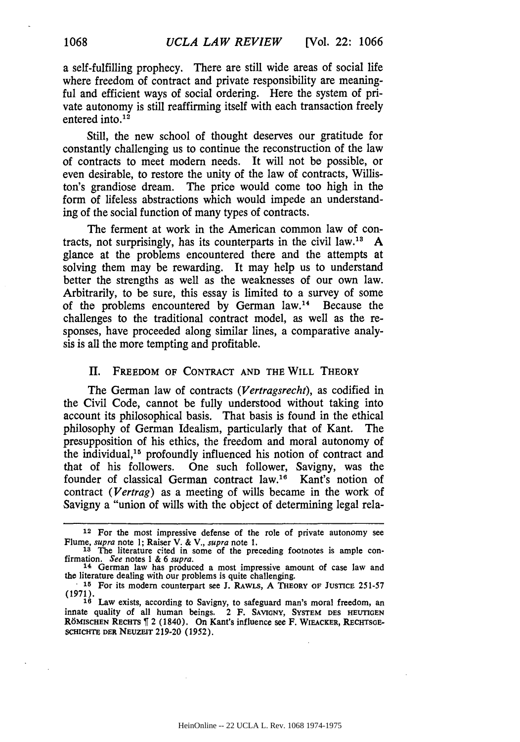a self-fulfilling prophecy. There are still wide areas of social life where freedom of contract and private responsibility are meaningful and efficient ways of social ordering. Here the system of private autonomy is still reaffirming itself with each transaction freely entered into.[12]

Still, the new school of thought deserves our gratitude for constantly challenging us to continue the reconstruction of the law of contracts to meet modern needs. It will not be possible, or even desirable, to restore the unity of the law of contracts, Williston's grandiose dream. The price would come too high in the form of lifeless abstractions which would impede an understanding of the social function of many types of contracts.

The ferment at work in the American common law of contracts, not surprisingly, has its counterparts in the civil law.[13] A glance at the problems encountered there and the attempts at solving them may be rewarding. It may help us to understand better the strengths as well as the weaknesses of our own law. Arbitrarily, to be sure, this essay is limited to a survey of some of the problems encountered by German law.[14] Because the challenges to the traditional contract model, as well as the responses, have proceeded along similar lines, a comparative analysis is all the more tempting and profitable.

## II. FREEDOM OF CONTRACT AND THE WILL THEORY

The German law of contracts (*Vertragsrecht*), as codified in the Civil Code, cannot be fully understood without taking into account its philosophical basis. That basis is found in the ethical philosophy of German Idealism, particularly that of Kant. The presupposition of his ethics, the freedom and moral autonomy of the individual,[15] profoundly influenced his notion of contract and that of his followers. One such follower, Savigny, was the founder of classical German contract law.[16] Kant's notion of contract (*Vertrag*) as a meeting of wills became in the work of Savigny a "union of wills with the object of determining legal rela-

---

[12] For the most impressive defense of the role of private autonomy see Flume, *supra* note 1; Raiser V. & V., *supra* note 1.

[13] The literature cited in some of the preceding footnotes is ample confirmation. *See* notes 1 & 6 *supra*.

[14] German law has produced a most impressive amount of case law and the literature dealing with our problems is quite challenging.

[15] For its modern counterpart see J. RAWLS, A THEORY OF JUSTICE 251-57 (1971).

[16] Law exists, according to Savigny, to safeguard man's moral freedom, an innate quality of all human beings. 2 F. SAVIGNY, SYSTEM DES HEUTIGEN RÖMISCHEN RECHTS ¶ 2 (1840). On Kant's influence see F. WIEACKER, RECHTSGESCHICHTE DER NEUZEIT 219-20 (1952).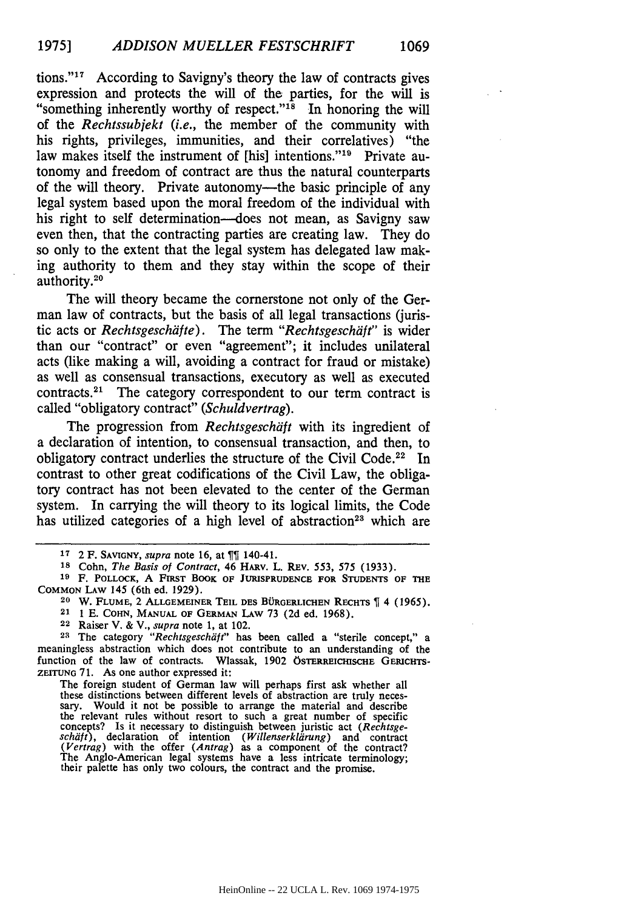tions."[17] According to Savigny's theory the law of contracts gives expression and protects the will of the parties, for the will is "something inherently worthy of respect."[18] In honoring the will of the *Rechtssubjekt* (*i.e.*, the member of the community with his rights, privileges, immunities, and their correlatives) "the law makes itself the instrument of [his] intentions."[19] Private autonomy and freedom of contract are thus the natural counterparts of the will theory. Private autonomy—the basic principle of any legal system based upon the moral freedom of the individual with his right to self determination—does not mean, as Savigny saw even then, that the contracting parties are creating law. They do so only to the extent that the legal system has delegated law making authority to them and they stay within the scope of their authority.[20]

The will theory became the cornerstone not only of the German law of contracts, but the basis of all legal transactions (juristic acts or *Rechtsgeschäfte*). The term "*Rechtsgeschäft*" is wider than our "contract" or even "agreement"; it includes unilateral acts (like making a will, avoiding a contract for fraud or mistake) as well as consensual transactions, executory as well as executed contracts.[21] The category correspondent to our term contract is called "obligatory contract" (*Schuldvertrag*).

The progression from *Rechtsgeschäft* with its ingredient of a declaration of intention, to consensual transaction, and then, to obligatory contract underlies the structure of the Civil Code.[22] In contrast to other great codifications of the Civil Law, the obligatory contract has not been elevated to the center of the German system. In carrying the will theory to its logical limits, the Code has utilized categories of a high level of abstraction[23] which are

---

[17] 2 F. SAVIGNY, *supra* note 16, at ¶¶ 140-41.

[18] Cohn, *The Basis of Contract*, 46 HARV. L. REV. 553, 575 (1933).

[19] F. POLLOCK, A FIRST BOOK OF JURISPRUDENCE FOR STUDENTS OF THE COMMON LAW 145 (6th ed. 1929).

[20] W. FLUME, 2 ALLGEMEINER TEIL DES BÜRGERLICHEN RECHTS ¶ 4 (1965).

[21] 1 E. COHN, MANUAL OF GERMAN LAW 73 (2d ed. 1968).

[22] Raiser V. & V., *supra* note 1, at 102.

[23] The category "*Rechtsgeschäft*" has been called a "sterile concept," a meaningless abstraction which does not contribute to an understanding of the function of the law of contracts. Wlassak, 1902 ÖSTERREICHISCHE GERICHTSZEITUNG 71. As one author expressed it:

> The foreign student of German law will perhaps first ask whether all these distinctions between different levels of abstraction are truly necessary. Would it not be possible to arrange the material and describe the relevant rules without resort to such a great number of specific concepts? Is it necessary to distinguish between juristic act (*Rechtsgeschäft*), declaration of intention (*Willenserklärung*) and contract (*Vertrag*) with the offer (*Antrag*) as a component of the contract? The Anglo-American legal systems have a less intricate terminology; their palette has only two colours, the contract and the promise.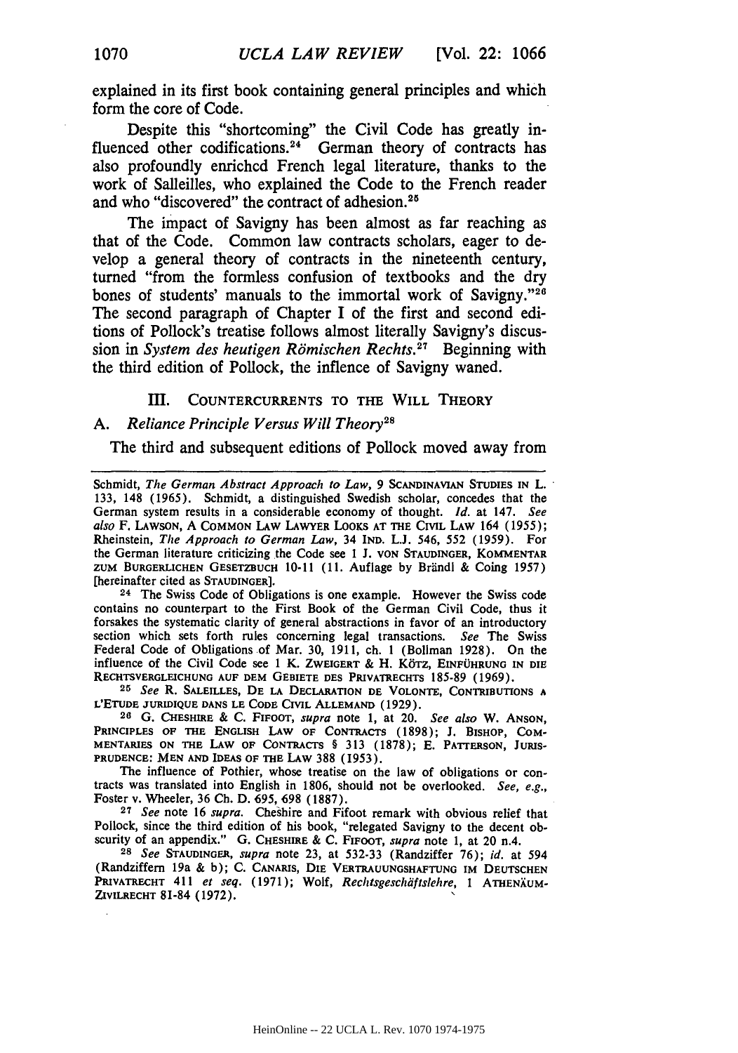explained in its first book containing general principles and which form the core of Code.

Despite this "shortcoming" the Civil Code has greatly influenced other codifications.[24] German theory of contracts has also profoundly enriched French legal literature, thanks to the work of Salleilles, who explained the Code to the French reader and who "discovered" the contract of adhesion.[25]

The impact of Savigny has been almost as far reaching as that of the Code. Common law contracts scholars, eager to develop a general theory of contracts in the nineteenth century, turned "from the formless confusion of textbooks and the dry bones of students' manuals to the immortal work of Savigny."[26] The second paragraph of Chapter I of the first and second editions of Pollock's treatise follows almost literally Savigny's discussion in *System des heutigen Römischen Rechts*.[27] Beginning with the third edition of Pollock, the inflence of Savigny waned.

## III. COUNTERCURRENTS TO THE WILL THEORY

### A. *Reliance Principle Versus Will Theory*[28]

The third and subsequent editions of Pollock moved away from

---

Schmidt, *The German Abstract Approach to Law*, 9 SCANDINAVIAN STUDIES IN L. 133, 148 (1965). Schmidt, a distinguished Swedish scholar, concedes that the German system results in a considerable economy of thought. *Id.* at 147. *See also* F. LAWSON, A COMMON LAW LAWYER LOOKS AT THE CIVIL LAW 164 (1955); Rheinstein, *The Approach to German Law*, 34 IND. L.J. 546, 552 (1959). For the German literature criticizing the Code see 1 J. VON STAUDINGER, KOMMENTAR ZUM BURGERLICHEN GESETZBUCH 10-11 (11. Auflage by Brändl & Coing 1957) [hereinafter cited as STAUDINGER].

24 The Swiss Code of Obligations is one example. However the Swiss code contains no counterpart to the First Book of the German Civil Code, thus it forsakes the systematic clarity of general abstractions in favor of an introductory section which sets forth rules concerning legal transactions. *See* The Swiss Federal Code of Obligations of Mar. 30, 1911, ch. 1 (Bollman 1928). On the influence of the Civil Code see 1 K. ZWEIGERT & H. KÖTZ, EINFÜHRUNG IN DIE RECHTSVERGLEICHUNG AUF DEM GEBIETE DES PRIVATRECHTS 185-89 (1969).

25 *See* R. SALEILLES, DE LA DECLARATION DE VOLONTE, CONTRIBUTIONS A L'ETUDE JURIDIQUE DANS LE CODE CIVIL ALLEMAND (1929).

26 G. CHESHIRE & C. FIFOOT, *supra* note 1, at 20. *See also* W. ANSON, PRINCIPLES OF THE ENGLISH LAW OF CONTRACTS (1898); J. BISHOP, COMMENTARIES ON THE LAW OF CONTRACTS § 313 (1878); E. PATTERSON, JURISPRUDENCE: MEN AND IDEAS OF THE LAW 388 (1953).

The influence of Pothier, whose treatise on the law of obligations or contracts was translated into English in 1806, should not be overlooked. *See, e.g.*, Foster v. Wheeler, 36 Ch. D. 695, 698 (1887).

27 *See* note 16 *supra*. Cheshire and Fifoot remark with obvious relief that Pollock, since the third edition of his book, "relegated Savigny to the decent obscurity of an appendix." G. CHESHIRE & C. FIFOOT, *supra* note 1, at 20 n.4.

28 *See* STAUDINGER, *supra* note 23, at 532-33 (Randziffer 76); *id.* at 594 (Randziffern 19a & b); C. CANARIS, DIE VERTRAUUNGSHAFTUNG IM DEUTSCHEN PRIVATRECHT 411 *et seq.* (1971); Wolf, *Rechtsgeschäftslehre*, 1 ATHENÄUM-ZIVILRECHT 81-84 (1972).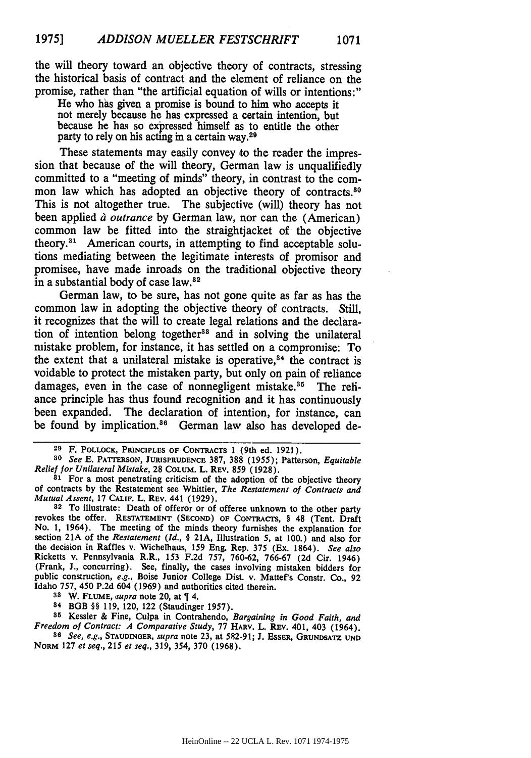the will theory toward an objective theory of contracts, stressing the historical basis of contract and the element of reliance on the promise, rather than "the artificial equation of wills or intentions:"

> He who has given a promise is bound to him who accepts it not merely because he has expressed a certain intention, but because he has so expressed himself as to entitle the other party to rely on his acting in a certain way.[29]

These statements may easily convey to the reader the impression that because of the will theory, German law is unqualifiedly committed to a "meeting of minds" theory, in contrast to the common law which has adopted an objective theory of contracts.[30] This is not altogether true. The subjective (will) theory has not been applied *à outrance* by German law, nor can the (American) common law be fitted into the straightjacket of the objective theory.[31] American courts, in attempting to find acceptable solutions mediating between the legitimate interests of promisor and promisee, have made inroads on the traditional objective theory in a substantial body of case law.[32]

German law, to be sure, has not gone quite as far as has the common law in adopting the objective theory of contracts. Still, it recognizes that the will to create legal relations and the declaration of intention belong together[33] and in solving the unilateral mistake problem, for instance, it has settled on a compromise: To the extent that a unilateral mistake is operative,[34] the contract is voidable to protect the mistaken party, but only on pain of reliance damages, even in the case of nonnegligent mistake.[35] The reliance principle has thus found recognition and it has continuously been expanded. The declaration of intention, for instance, can be found by implication.[36] German law also has developed de-

---

[29] F. POLLOCK, PRINCIPLES OF CONTRACTS 1 (9th ed. 1921).

[30] *See* E. PATTERSON, JURISPRUDENCE 387, 388 (1955); Patterson, *Equitable Relief for Unilateral Mistake*, 28 COLUM. L. REV. 859 (1928).

[31] For a most penetrating criticism of the adoption of the objective theory of contracts by the Restatement see Whittier, *The Restatement of Contracts and Mutual Assent*, 17 CALIF. L. REV. 441 (1929).

[32] To illustrate: Death of offeror or of offeree unknown to the other party revokes the offer. RESTATEMENT (SECOND) OF CONTRACTS, § 48 (Tent. Draft No. 1, 1964). The meeting of the minds theory furnishes the explanation for section 21A of the *Restatement* (*Id.*, § 21A, Illustration 5, at 100.) and also for the decision in Raffles v. Wichelhaus, 159 Eng. Rep. 375 (Ex. 1864). *See also* Ricketts v. Pennsylvania R.R., 153 F.2d 757, 760-62, 766-67 (2d Cir. 1946) (Frank, J., concurring). See, finally, the cases involving mistaken bidders for public construction, *e.g.*, Boise Junior College Dist. v. Mattef's Constr. Co., 92 Idaho 757, 450 P.2d 604 (1969) and authorities cited therein.

[33] W. FLUME, *supra* note 20, at ¶ 4.

[34] BGB §§ 119, 120, 122 (Staudinger 1957).

[35] Kessler & Fine, Culpa in Contrahendo, *Bargaining in Good Faith, and Freedom of Contract: A Comparative Study*, 77 HARV. L. REV. 401, 403 (1964).

[36] *See, e.g.*, STAUDINGER, *supra* note 23, at 582-91; J. ESSER, GRUNDSATZ UND NORM 127 *et seq.*, 215 *et seq.*, 319, 354, 370 (1968).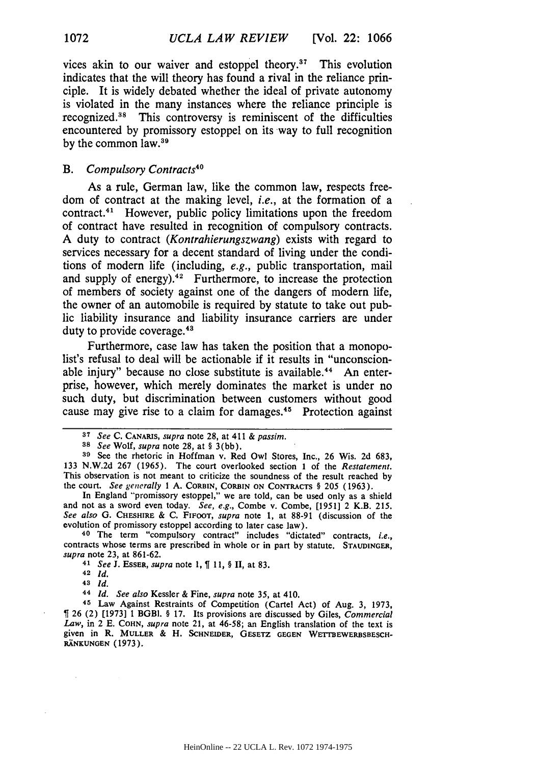vices akin to our waiver and estoppel theory.[37] This evolution indicates that the will theory has found a rival in the reliance principle. It is widely debated whether the ideal of private autonomy is violated in the many instances where the reliance principle is recognized.[38] This controversy is reminiscent of the difficulties encountered by promissory estoppel on its way to full recognition by the common law.[39]

## B. *Compulsory Contracts*[40]

As a rule, German law, like the common law, respects freedom of contract at the making level, *i.e.*, at the formation of a contract.[41] However, public policy limitations upon the freedom of contract have resulted in recognition of compulsory contracts. A duty to contract (*Kontrahierungszwang*) exists with regard to services necessary for a decent standard of living under the conditions of modern life (including, *e.g.*, public transportation, mail and supply of energy).[42] Furthermore, to increase the protection of members of society against one of the dangers of modern life, the owner of an automobile is required by statute to take out public liability insurance and liability insurance carriers are under duty to provide coverage.[43]

Furthermore, case law has taken the position that a monopolist's refusal to deal will be actionable if it results in "unconscionable injury" because no close substitute is available.[44] An enterprise, however, which merely dominates the market is under no such duty, but discrimination between customers without good cause may give rise to a claim for damages.[45] Protection against

---

[37] *See* C. CANARIS, *supra* note 28, at 411 & *passim*.

[38] *See* Wolf, *supra* note 28, at § 3(bb).

[39] See the rhetoric in Hoffman v. Red Owl Stores, Inc., 26 Wis. 2d 683, 133 N.W.2d 267 (1965). The court overlooked section 1 of the *Restatement*. This observation is not meant to criticize the soundness of the result reached by the court. *See generally* 1 A. CORBIN, CORBIN ON CONTRACTS § 205 (1963).

In England "promissory estoppel," we are told, can be used only as a shield and not as a sword even today. *See, e.g.*, Combe v. Combe, [1951] 2 K.B. 215. *See also* G. CHESHIRE & C. FIFOOT, *supra* note 1, at 88-91 (discussion of the evolution of promissory estoppel according to later case law).

[40] The term "compulsory contract" includes "dictated" contracts, *i.e.*, contracts whose terms are prescribed in whole or in part by statute. STAUDINGER, *supra* note 23, at 861-62.

[41] *See* J. ESSER, *supra* note 1, ¶ 11, § II, at 83.

[42] *Id.*

[43] *Id.*

[44] *Id. See also* Kessler & Fine, *supra* note 35, at 410.

[45] Law Against Restraints of Competition (Cartel Act) of Aug. 3, 1973, ¶ 26 (2) [1973] 1 BGBl. § 17. Its provisions are discussed by Giles, *Commercial Law*, in 2 E. COHN, *supra* note 21, at 46-58; an English translation of the text is given in R. MULLER & H. SCHNEIDER, GESETZ GEGEN WETTBEWERBSBESCHRÄNKUNGEN (1973).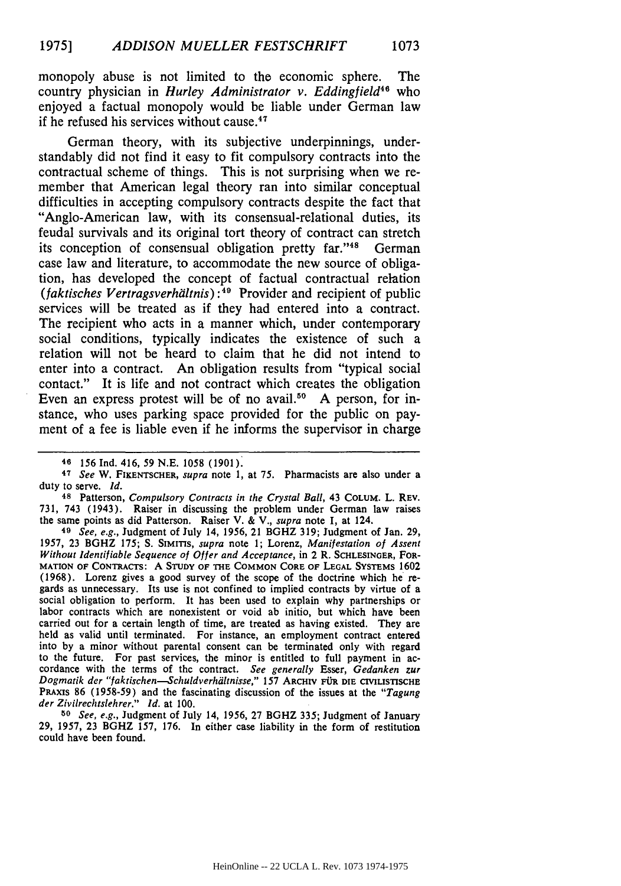monopoly abuse is not limited to the economic sphere. The country physician in *Hurley Administrator v. Eddingfield*[46] who enjoyed a factual monopoly would be liable under German law if he refused his services without cause.[47]

German theory, with its subjective underpinnings, understandably did not find it easy to fit compulsory contracts into the contractual scheme of things. This is not surprising when we remember that American legal theory ran into similar conceptual difficulties in accepting compulsory contracts despite the fact that "Anglo-American law, with its consensual-relational duties, its feudal survivals and its original tort theory of contract can stretch its conception of consensual obligation pretty far."[48] German case law and literature, to accommodate the new source of obligation, has developed the concept of factual contractual relation (*faktisches Vertragsverhältnis*):[49] Provider and recipient of public services will be treated as if they had entered into a contract. The recipient who acts in a manner which, under contemporary social conditions, typically indicates the existence of such a relation will not be heard to claim that he did not intend to enter into a contract. An obligation results from "typical social contact." It is life and not contract which creates the obligation Even an express protest will be of no avail.[50] A person, for instance, who uses parking space provided for the public on payment of a fee is liable even if he informs the supervisor in charge

---

[46] 156 Ind. 416, 59 N.E. 1058 (1901).

[47] *See* W. FIKENTSCHER, *supra* note 1, at 75. Pharmacists are also under a duty to serve. *Id.*

[48] Patterson, *Compulsory Contracts in the Crystal Ball*, 43 COLUM. L. REV. 731, 743 (1943). Raiser in discussing the problem under German law raises the same points as did Patterson. Raiser V. & V., *supra* note 1, at 124.

[49] *See, e.g.*, Judgment of July 14, 1956, 21 BGHZ 319; Judgment of Jan. 29, 1957, 23 BGHZ 175; S. SIMITIS, *supra* note 1; Lorenz, *Manifestation of Assent Without Identifiable Sequence of Offer and Acceptance*, in 2 R. SCHLESINGER, FORMATION OF CONTRACTS: A STUDY OF THE COMMON CORE OF LEGAL SYSTEMS 1602 (1968). Lorenz gives a good survey of the scope of the doctrine which he regards as unnecessary. Its use is not confined to implied contracts by virtue of a social obligation to perform. It has been used to explain why partnerships or labor contracts which are nonexistent or void ab initio, but which have been carried out for a certain length of time, are treated as having existed. They are held as valid until terminated. For instance, an employment contract entered into by a minor without parental consent can be terminated only with regard to the future. For past services, the minor is entitled to full payment in accordance with the terms of the contract. *See generally* Esser, *Gedanken zur Dogmatik der "faktischen—Schuldverhältnisse,"* 157 ARCHIV FÜR DIE CIVILISTISCHE PRAXIS 86 (1958-59) and the fascinating discussion of the issues at the "*Tagung der Zivilrechtslehrer.*" *Id.* at 100.

[50] *See, e.g.*, Judgment of July 14, 1956, 27 BGHZ 335; Judgment of January 29, 1957, 23 BGHZ 157, 176. In either case liability in the form of restitution could have been found.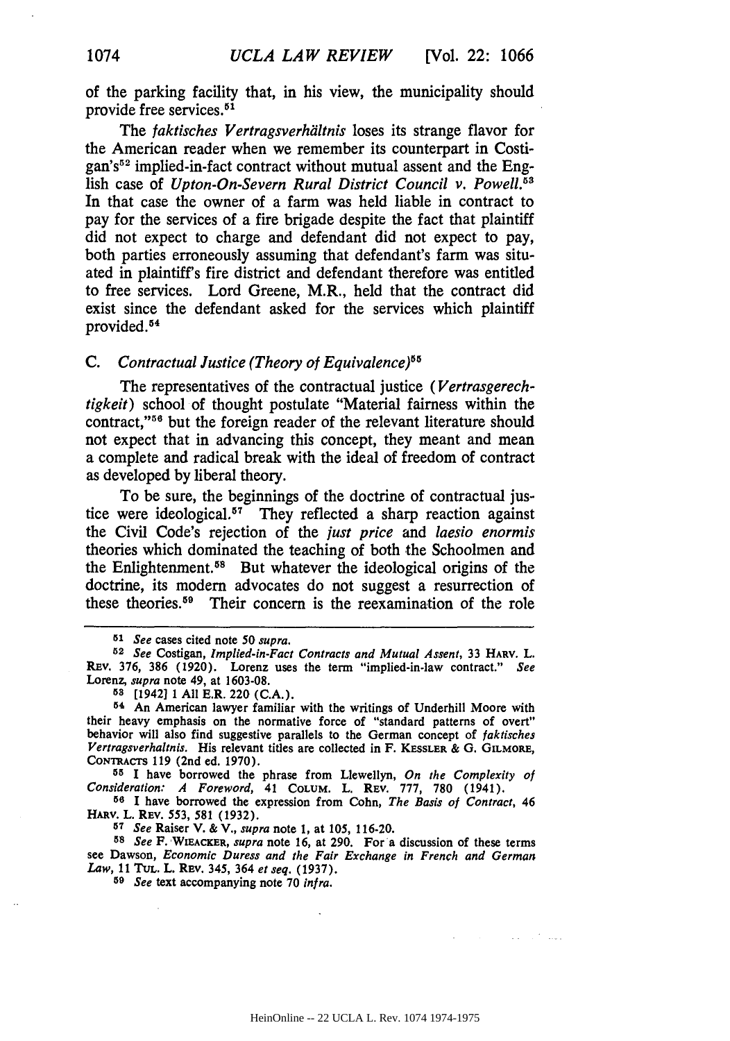of the parking facility that, in his view, the municipality should provide free services.[51]

The *faktisches Vertragsverhältnis* loses its strange flavor for the American reader when we remember its counterpart in Costigan's[52] implied-in-fact contract without mutual assent and the English case of *Upton-On-Severn Rural District Council v. Powell.*[53] In that case the owner of a farm was held liable in contract to pay for the services of a fire brigade despite the fact that plaintiff did not expect to charge and defendant did not expect to pay, both parties erroneously assuming that defendant's farm was situated in plaintiff's fire district and defendant therefore was entitled to free services. Lord Greene, M.R., held that the contract did exist since the defendant asked for the services which plaintiff provided.[54]

### C. *Contractual Justice (Theory of Equivalence)*[55]

The representatives of the contractual justice (*Vertrasgerechtigkeit*) school of thought postulate "Material fairness within the contract,"[56] but the foreign reader of the relevant literature should not expect that in advancing this concept, they meant and mean a complete and radical break with the ideal of freedom of contract as developed by liberal theory.

To be sure, the beginnings of the doctrine of contractual justice were ideological.[57] They reflected a sharp reaction against the Civil Code's rejection of the *just price* and *laesio enormis* theories which dominated the teaching of both the Schoolmen and the Enlightenment.[58] But whatever the ideological origins of the doctrine, its modern advocates do not suggest a resurrection of these theories.[59] Their concern is the reexamination of the role

---

[51] *See* cases cited note 50 *supra.*

[52] *See* Costigan, *Implied-in-Fact Contracts and Mutual Assent,* 33 HARV. L. REV. 376, 386 (1920). Lorenz uses the term "implied-in-law contract." *See* Lorenz, *supra* note 49, at 1603-08.

[53] [1942] 1 All E.R. 220 (C.A.).

[54] An American lawyer familiar with the writings of Underhill Moore with their heavy emphasis on the normative force of "standard patterns of overt" behavior will also find suggestive parallels to the German concept of *faktisches Vertragsverhaltnis.* His relevant titles are collected in F. KESSLER & G. GILMORE, CONTRACTS 119 (2nd ed. 1970).

[55] I have borrowed the phrase from Llewellyn, *On the Complexity of Consideration: A Foreword,* 41 COLUM. L. REV. 777, 780 (1941).

[56] I have borrowed the expression from Cohn, *The Basis of Contract,* 46 HARV. L. REV. 553, 581 (1932).

[57] *See* Raiser V. & V., *supra* note 1, at 105, 116-20.

[58] *See* F. WIEACKER, *supra* note 16, at 290. For a discussion of these terms see Dawson, *Economic Duress and the Fair Exchange in French and German Law,* 11 TUL. L. REV. 345, 364 *et seq.* (1937).

[59] *See* text accompanying note 70 *infra.*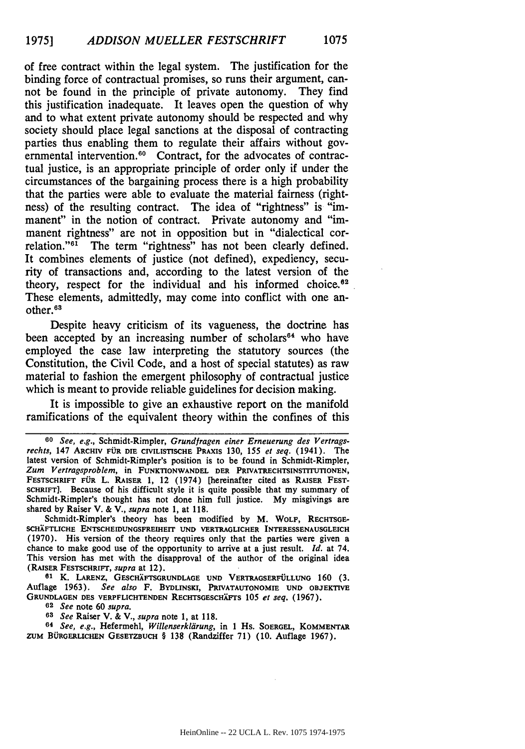of free contract within the legal system. The justification for the binding force of contractual promises, so runs their argument, cannot be found in the principle of private autonomy. They find this justification inadequate. It leaves open the question of why and to what extent private autonomy should be respected and why society should place legal sanctions at the disposal of contracting parties thus enabling them to regulate their affairs without governmental intervention.[60] Contract, for the advocates of contractual justice, is an appropriate principle of order only if under the circumstances of the bargaining process there is a high probability that the parties were able to evaluate the material fairness (rightness) of the resulting contract. The idea of "rightness" is "immanent" in the notion of contract. Private autonomy and "immanent rightness" are not in opposition but in "dialectical correlation."[61] The term "rightness" has not been clearly defined. It combines elements of justice (not defined), expediency, security of transactions and, according to the latest version of the theory, respect for the individual and his informed choice.[62] These elements, admittedly, may come into conflict with one another.[63]

Despite heavy criticism of its vagueness, the doctrine has been accepted by an increasing number of scholars[64] who have employed the case law interpreting the statutory sources (the Constitution, the Civil Code, and a host of special statutes) as raw material to fashion the emergent philosophy of contractual justice which is meant to provide reliable guidelines for decision making.

It is impossible to give an exhaustive report on the manifold ramifications of the equivalent theory within the confines of this

---

[60] *See, e.g.*, Schmidt-Rimpler, *Grundfragen einer Erneuerung des Vertragsrechts*, 147 ARCHIV FÜR DIE CIVILISTISCHE PRAXIS 130, 155 *et seq.* (1941). The latest version of Schmidt-Rimpler's position is to be found in Schmidt-Rimpler, *Zum Vertragsproblem*, in FUNKTIONWANDEL DER PRIVATRECHTSINSTITUTIONEN, FESTSCHRIFT FÜR L. RAISER 1, 12 (1974) [hereinafter cited as RAISER FESTSCHRIFT]. Because of his difficult style it is quite possible that my summary of Schmidt-Rimpler's thought has not done him full justice. My misgivings are shared by Raiser V. & V., *supra* note 1, at 118.

Schmidt-Rimpler's theory has been modified by M. WOLF, RECHTSGESCHÄFTLICHE ENTSCHEIDUNGSFREIHEIT UND VERTRAGLICHER INTERESSENAUSGLEICH (1970). His version of the theory requires only that the parties were given a chance to make good use of the opportunity to arrive at a just result. *Id.* at 74. This version has met with the disapproval of the author of the original idea (RAISER FESTSCHRIFT, *supra* at 12).

[61] K. LARENZ, GESCHÄFTSGRUNDLAGE UND VERTRAGSERFÜLLUNG 160 (3. Auflage 1963). *See also* F. BYDLINSKI, PRIVATAUTONOMIE UND OBJEKTIVE GRUNDLAGEN DES VERPFLICHTENDEN RECHTSGESCHÄFTS 105 *et seq.* (1967).

[62] *See* note 60 *supra*.

[63] *See* Raiser V. & V., *supra* note 1, at 118.

[64] *See, e.g.*, Hefermehl, *Willenserklärung*, in 1 HS. SOERGEL, KOMMENTAR ZUM BÜRGERLICHEN GESETZBUCH § 138 (Randziffer 71) (10. Auflage 1967).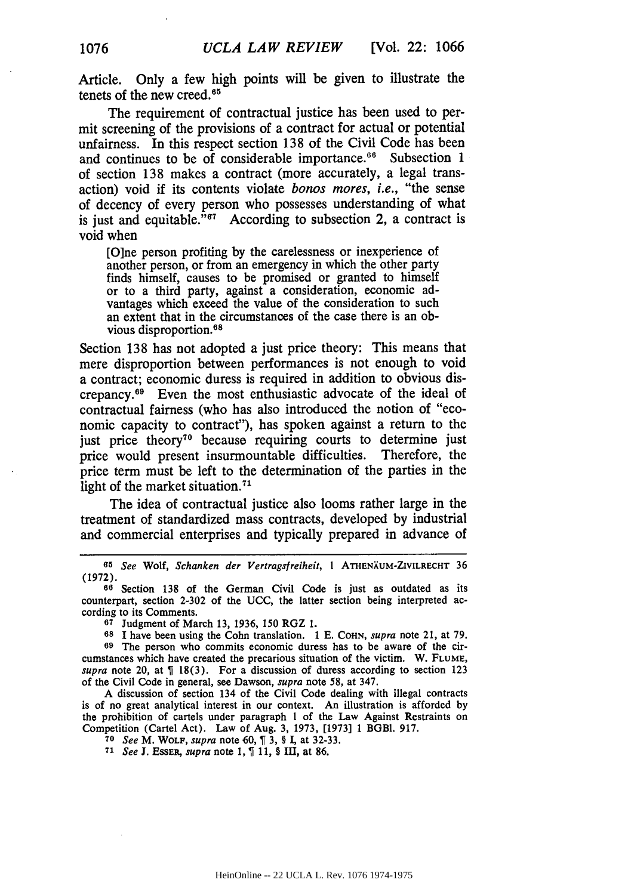Article. Only a few high points will be given to illustrate the tenets of the new creed.[65]

The requirement of contractual justice has been used to permit screening of the provisions of a contract for actual or potential unfairness. In this respect section 138 of the Civil Code has been and continues to be of considerable importance.[66] Subsection 1 of section 138 makes a contract (more accurately, a legal transaction) void if its contents violate *bonos mores*, *i.e.*, "the sense of decency of every person who possesses understanding of what is just and equitable."[67] According to subsection 2, a contract is void when

> [O]ne person profiting by the carelessness or inexperience of another person, or from an emergency in which the other party finds himself, causes to be promised or granted to himself or to a third party, against a consideration, economic advantages which exceed the value of the consideration to such an extent that in the circumstances of the case there is an obvious disproportion.[68]

Section 138 has not adopted a just price theory: This means that mere disproportion between performances is not enough to void a contract; economic duress is required in addition to obvious discrepancy.[69] Even the most enthusiastic advocate of the ideal of contractual fairness (who has also introduced the notion of "economic capacity to contract"), has spoken against a return to the just price theory[70] because requiring courts to determine just price would present insurmountable difficulties. Therefore, the price term must be left to the determination of the parties in the light of the market situation.[71]

The idea of contractual justice also looms rather large in the treatment of standardized mass contracts, developed by industrial and commercial enterprises and typically prepared in advance of

---

[65] *See* Wolf, *Schanken der Vertragsfreiheit*, 1 ATHENÄUM-ZIVILRECHT 36 (1972).

[66] Section 138 of the German Civil Code is just as outdated as its counterpart, section 2-302 of the UCC, the latter section being interpreted according to its Comments.

[67] Judgment of March 13, 1936, 150 RGZ 1.

[68] I have been using the Cohn translation. 1 E. COHN, *supra* note 21, at 79.

[69] The person who commits economic duress has to be aware of the circumstances which have created the precarious situation of the victim. W. FLUME, *supra* note 20, at ¶ 18(3). For a discussion of duress according to section 123 of the Civil Code in general, see Dawson, *supra* note 58, at 347.

A discussion of section 134 of the Civil Code dealing with illegal contracts is of no great analytical interest in our context. An illustration is afforded by the prohibition of cartels under paragraph 1 of the Law Against Restraints on Competition (Cartel Act). Law of Aug. 3, 1973, [1973] 1 BGBl. 917.

[70] *See* M. WOLF, *supra* note 60, ¶ 3, § I, at 32-33.

[71] *See* J. ESSER, *supra* note 1, ¶ 11, § III, at 86.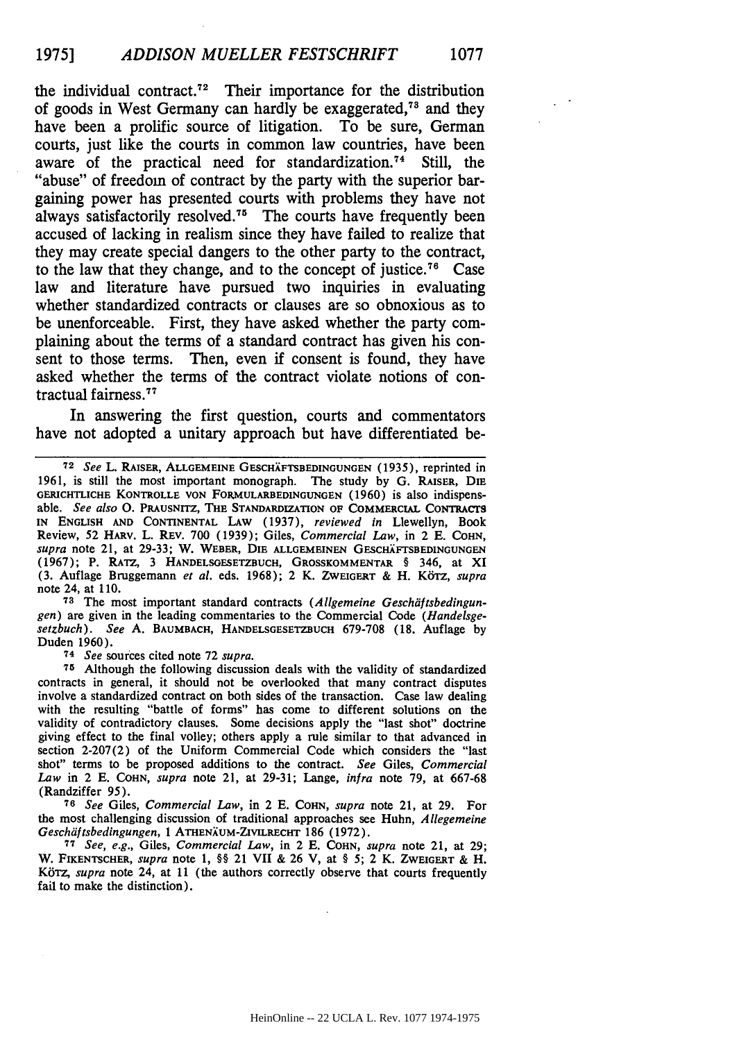the individual contract.[72] Their importance for the distribution of goods in West Germany can hardly be exaggerated,[73] and they have been a prolific source of litigation. To be sure, German courts, just like the courts in common law countries, have been aware of the practical need for standardization.[74] Still, the "abuse" of freedom of contract by the party with the superior bargaining power has presented courts with problems they have not always satisfactorily resolved.[75] The courts have frequently been accused of lacking in realism since they have failed to realize that they may create special dangers to the other party to the contract, to the law that they change, and to the concept of justice.[76] Case law and literature have pursued two inquiries in evaluating whether standardized contracts or clauses are so obnoxious as to be unenforceable. First, they have asked whether the party complaining about the terms of a standard contract has given his consent to those terms. Then, even if consent is found, they have asked whether the terms of the contract violate notions of contractual fairness.[77]

In answering the first question, courts and commentators have not adopted a unitary approach but have differentiated be-

---

[72] *See* L. RAISER, ALLGEMEINE GESCHÄFTSBEDINGUNGEN (1935), reprinted in 1961, is still the most important monograph. The study by G. RAISER, DIE GERICHTLICHE KONTROLLE VON FORMULARBEDINGUNGEN (1960) is also indispensable. *See also* O. PRAUSNITZ, THE STANDARDIZATION OF COMMERCIAL CONTRACTS IN ENGLISH AND CONTINENTAL LAW (1937), *reviewed in* Llewellyn, Book Review, 52 HARV. L. REV. 700 (1939); Giles, *Commercial Law*, in 2 E. COHN, *supra* note 21, at 29-33; W. WEBER, DIE ALLGEMEINEN GESCHÄFTSBEDINGUNGEN (1967); P. RATZ, 3 HANDELSGESETZBUCH, GROSSKOMMENTAR § 346, at XI (3. Auflage Bruggemann *et al.* eds. 1968); 2 K. ZWEIGERT & H. KÖTZ, *supra* note 24, at 110.

[73] The most important standard contracts (*Allgemeine Geschäftsbedingungen*) are given in the leading commentaries to the Commercial Code (*Handelsgesetzbuch*). *See* A. BAUMBACH, HANDELSGESETZBUCH 679-708 (18. Auflage by Duden 1960).

[74] *See* sources cited note 72 *supra*.

[75] Although the following discussion deals with the validity of standardized contracts in general, it should not be overlooked that many contract disputes involve a standardized contract on both sides of the transaction. Case law dealing with the resulting "battle of forms" has come to different solutions on the validity of contradictory clauses. Some decisions apply the "last shot" doctrine giving effect to the final volley; others apply a rule similar to that advanced in section 2-207(2) of the Uniform Commercial Code which considers the "last shot" terms to be proposed additions to the contract. *See* Giles, *Commercial Law* in 2 E. COHN, *supra* note 21, at 29-31; Lange, *infra* note 79, at 667-68 (Randziffer 95).

[76] *See* Giles, *Commercial Law*, in 2 E. COHN, *supra* note 21, at 29. For the most challenging discussion of traditional approaches see Huhn, *Allegemeine Geschäftsbedingungen*, 1 ATHENÄUM-ZIVILRECHT 186 (1972).

[77] *See, e.g.*, Giles, *Commercial Law*, in 2 E. COHN, *supra* note 21, at 29; W. FIKENTSCHER, *supra* note 1, §§ 21 VII & 26 V, at § 5; 2 K. ZWEIGERT & H. KÖTZ, *supra* note 24, at 11 (the authors correctly observe that courts frequently fail to make the distinction).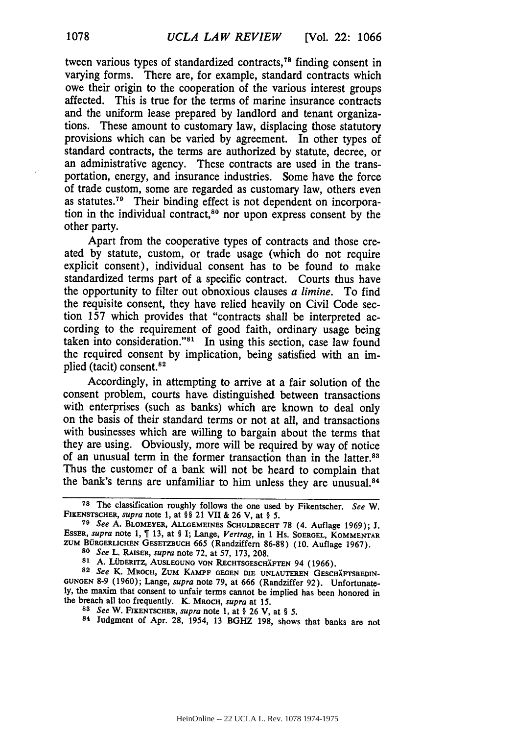tween various types of standardized contracts,[78] finding consent in varying forms. There are, for example, standard contracts which owe their origin to the cooperation of the various interest groups affected. This is true for the terms of marine insurance contracts and the uniform lease prepared by landlord and tenant organizations. These amount to customary law, displacing those statutory provisions which can be varied by agreement. In other types of standard contracts, the terms are authorized by statute, decree, or an administrative agency. These contracts are used in the transportation, energy, and insurance industries. Some have the force of trade custom, some are regarded as customary law, others even as statutes.[79] Their binding effect is not dependent on incorporation in the individual contract,[80] nor upon express consent by the other party.

Apart from the cooperative types of contracts and those created by statute, custom, or trade usage (which do not require explicit consent), individual consent has to be found to make standardized terms part of a specific contract. Courts thus have the opportunity to filter out obnoxious clauses *a limine*. To find the requisite consent, they have relied heavily on Civil Code section 157 which provides that "contracts shall be interpreted according to the requirement of good faith, ordinary usage being taken into consideration."[81] In using this section, case law found the required consent by implication, being satisfied with an implied (tacit) consent.[82]

Accordingly, in attempting to arrive at a fair solution of the consent problem, courts have distinguished between transactions with enterprises (such as banks) which are known to deal only on the basis of their standard terms or not at all, and transactions with businesses which are willing to bargain about the terms that they are using. Obviously, more will be required by way of notice of an unusual term in the former transaction than in the latter.[83] Thus the customer of a bank will not be heard to complain that the bank's terms are unfamiliar to him unless they are unusual.[84]

---

[78] The classification roughly follows the one used by Fikentscher. *See* W. FIKENSTSCHER, *supra* note 1, at §§ 21 VII & 26 V, at § 5.

[79] *See* A. BLOMEYER, ALLGEMEINES SCHULDRECHT 78 (4. Auflage 1969); J. ESSER, *supra* note 1, ¶ 13, at § I; Lange, *Vertrag*, in 1 HS. SOERGEL, KOMMENTAR ZUM BÜRGERLICHEN GESETZBUCH 665 (Randziffern 86-88) (10. Auflage 1967).

[80] *See* L. RAISER, *supra* note 72, at 57, 173, 208.

[81] A. LÜDERITZ, AUSLEGUNG VON RECHTSGESCHÄFTEN 94 (1966).

[82] *See* K. MROCH, ZUM KAMPF GEGEN DIE UNLAUTEREN GESCHÄFTSBEDINGUNGEN 8-9 (1960); Lange, *supra* note 79, at 666 (Randziffer 92). Unfortunately, the maxim that consent to unfair terms cannot be implied has been honored in the breach all too frequently. K. MROCH, *supra* at 15.

[83] *See* W. FIKENTSCHER, *supra* note 1, at § 26 V, at § 5.

[84] Judgment of Apr. 28, 1954, 13 BGHZ 198, shows that banks are not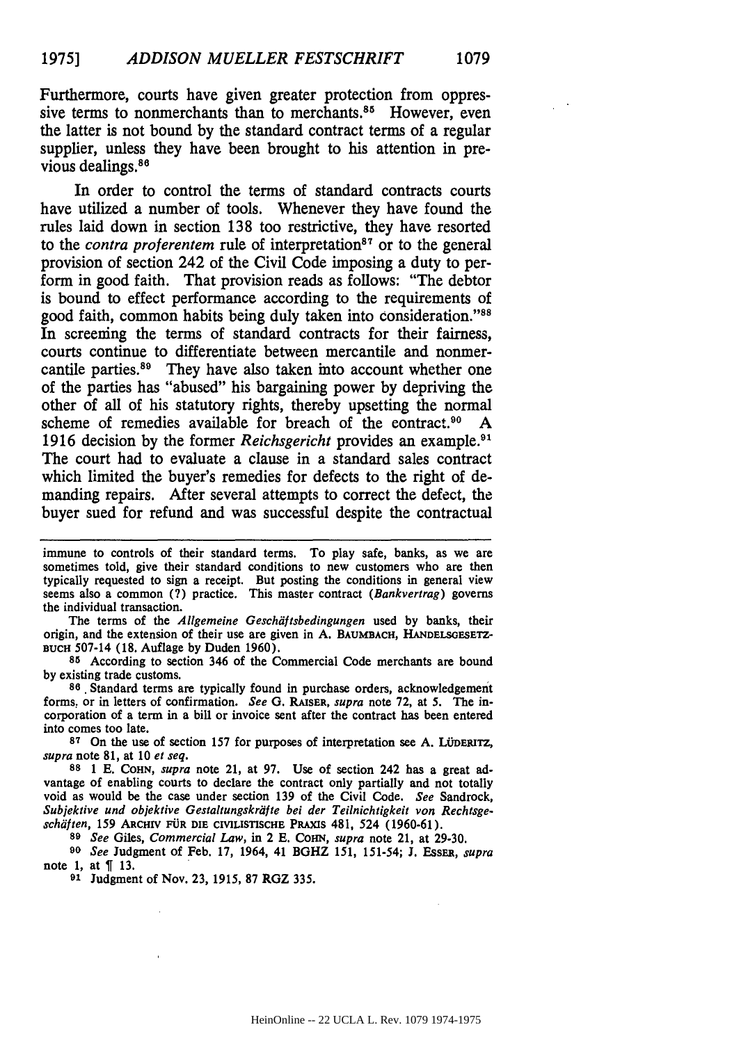Furthermore, courts have given greater protection from oppressive terms to nonmerchants than to merchants.[85] However, even the latter is not bound by the standard contract terms of a regular supplier, unless they have been brought to his attention in previous dealings.[86]

In order to control the terms of standard contracts courts have utilized a number of tools. Whenever they have found the rules laid down in section 138 too restrictive, they have resorted to the *contra proferentem* rule of interpretation[87] or to the general provision of section 242 of the Civil Code imposing a duty to perform in good faith. That provision reads as follows: "The debtor is bound to effect performance according to the requirements of good faith, common habits being duly taken into consideration."[88] In screening the terms of standard contracts for their fairness, courts continue to differentiate between mercantile and nonmercantile parties.[89] They have also taken into account whether one of the parties has "abused" his bargaining power by depriving the other of all of his statutory rights, thereby upsetting the normal scheme of remedies available for breach of the contract.[90] A 1916 decision by the former *Reichsgericht* provides an example.[91] The court had to evaluate a clause in a standard sales contract which limited the buyer's remedies for defects to the right of demanding repairs. After several attempts to correct the defect, the buyer sued for refund and was successful despite the contractual

---

immune to controls of their standard terms. To play safe, banks, as we are sometimes told, give their standard conditions to new customers who are then typically requested to sign a receipt. But posting the conditions in general view seems also a common (?) practice. This master contract (*Bankvertrag*) governs the individual transaction.

The terms of the *Allgemeine Geschäftsbedingungen* used by banks, their origin, and the extension of their use are given in A. BAUMBACH, HANDELSGESETZBUCH 507-14 (18. Auflage by Duden 1960).

[85] According to section 346 of the Commercial Code merchants are bound by existing trade customs.

[86] Standard terms are typically found in purchase orders, acknowledgement forms, or in letters of confirmation. *See* G. RAISER, *supra* note 72, at 5. The incorporation of a term in a bill or invoice sent after the contract has been entered into comes too late.

[87] On the use of section 157 for purposes of interpretation see A. LÜDERITZ, *supra* note 81, at 10 *et seq.*

[88] 1 E. COHN, *supra* note 21, at 97. Use of section 242 has a great advantage of enabling courts to declare the contract only partially and not totally void as would be the case under section 139 of the Civil Code. *See* Sandrock, *Subjektive und objektive Gestaltungskräfte bei der Teilnichtigkeit von Rechtsgeschäften*, 159 ARCHIV FÜR DIE CIVILISTISCHE PRAXIS 481, 524 (1960-61).

[89] *See* Giles, *Commercial Law*, in 2 E. COHN, *supra* note 21, at 29-30.

[90] *See* Judgment of Feb. 17, 1964, 41 BGHZ 151, 151-54; J. ESSER, *supra* note 1, at ¶ 13.

[91] Judgment of Nov. 23, 1915, 87 RGZ 335.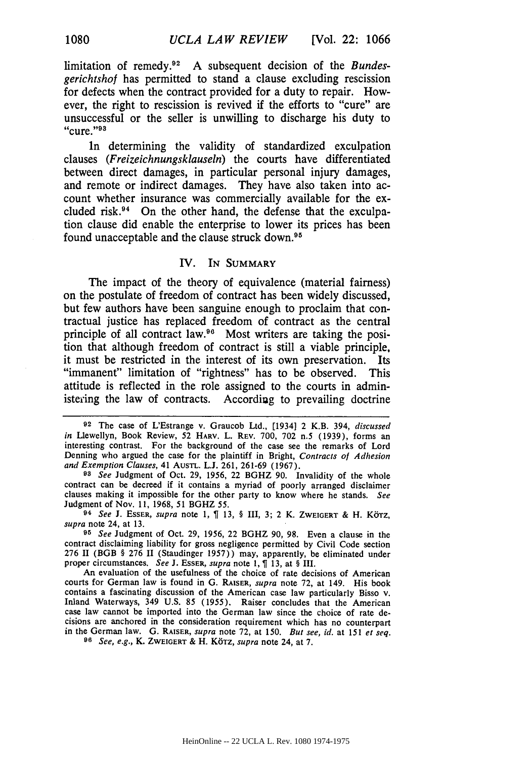limitation of remedy.[92] A subsequent decision of the *Bundesgerichtshof* has permitted to stand a clause excluding rescission for defects when the contract provided for a duty to repair. However, the right to rescission is revived if the efforts to "cure" are unsuccessful or the seller is unwilling to discharge his duty to "cure."[93]

In determining the validity of standardized exculpation clauses (*Freizeichnungsklauseln*) the courts have differentiated between direct damages, in particular personal injury damages, and remote or indirect damages. They have also taken into account whether insurance was commercially available for the excluded risk.[94] On the other hand, the defense that the exculpation clause did enable the enterprise to lower its prices has been found unacceptable and the clause struck down.[95]

## IV. In Summary

The impact of the theory of equivalence (material fairness) on the postulate of freedom of contract has been widely discussed, but few authors have been sanguine enough to proclaim that contractual justice has replaced freedom of contract as the central principle of all contract law.[96] Most writers are taking the position that although freedom of contract is still a viable principle, it must be restricted in the interest of its own preservation. Its "immanent" limitation of "rightness" has to be observed. This attitude is reflected in the role assigned to the courts in administering the law of contracts. According to prevailing doctrine

---

[92] The case of L'Estrange v. Graucob Ltd., [1934] 2 K.B. 394, *discussed in* Llewellyn, Book Review, 52 Harv. L. Rev. 700, 702 n.5 (1939), forms an interesting contrast. For the background of the case see the remarks of Lord Denning who argued the case for the plaintiff in Bright, *Contracts of Adhesion and Exemption Clauses*, 41 Austl. L.J. 261, 261-69 (1967).

[93] *See* Judgment of Oct. 29, 1956, 22 BGHZ 90. Invalidity of the whole contract can be decreed if it contains a myriad of poorly arranged disclaimer clauses making it impossible for the other party to know where he stands. *See* Judgment of Nov. 11, 1968, 51 BGHZ 55.

[94] *See* J. Esser, *supra* note 1, ¶ 13, § III, 3; 2 K. Zweigert & H. Kötz, *supra* note 24, at 13.

[95] *See* Judgment of Oct. 29, 1956, 22 BGHZ 90, 98. Even a clause in the contract disclaiming liability for gross negligence permitted by Civil Code section 276 II (BGB § 276 II (Staudinger 1957)) may, apparently, be eliminated under proper circumstances. *See* J. Esser, *supra* note 1, ¶ 13, at § III.

An evaluation of the usefulness of the choice of rate decisions of American courts for German law is found in G. Raiser, *supra* note 72, at 149. His book contains a fascinating discussion of the American case law particularly Bisso v. Inland Waterways, 349 U.S. 85 (1955). Raiser concludes that the American case law cannot be imported into the German law since the choice of rate decisions are anchored in the consideration requirement which has no counterpart in the German law. G. Raiser, *supra* note 72, at 150. *But see, id.* at 151 *et seq.*

[96] *See, e.g.*, K. Zweigert & H. Kötz, *supra* note 24, at 7.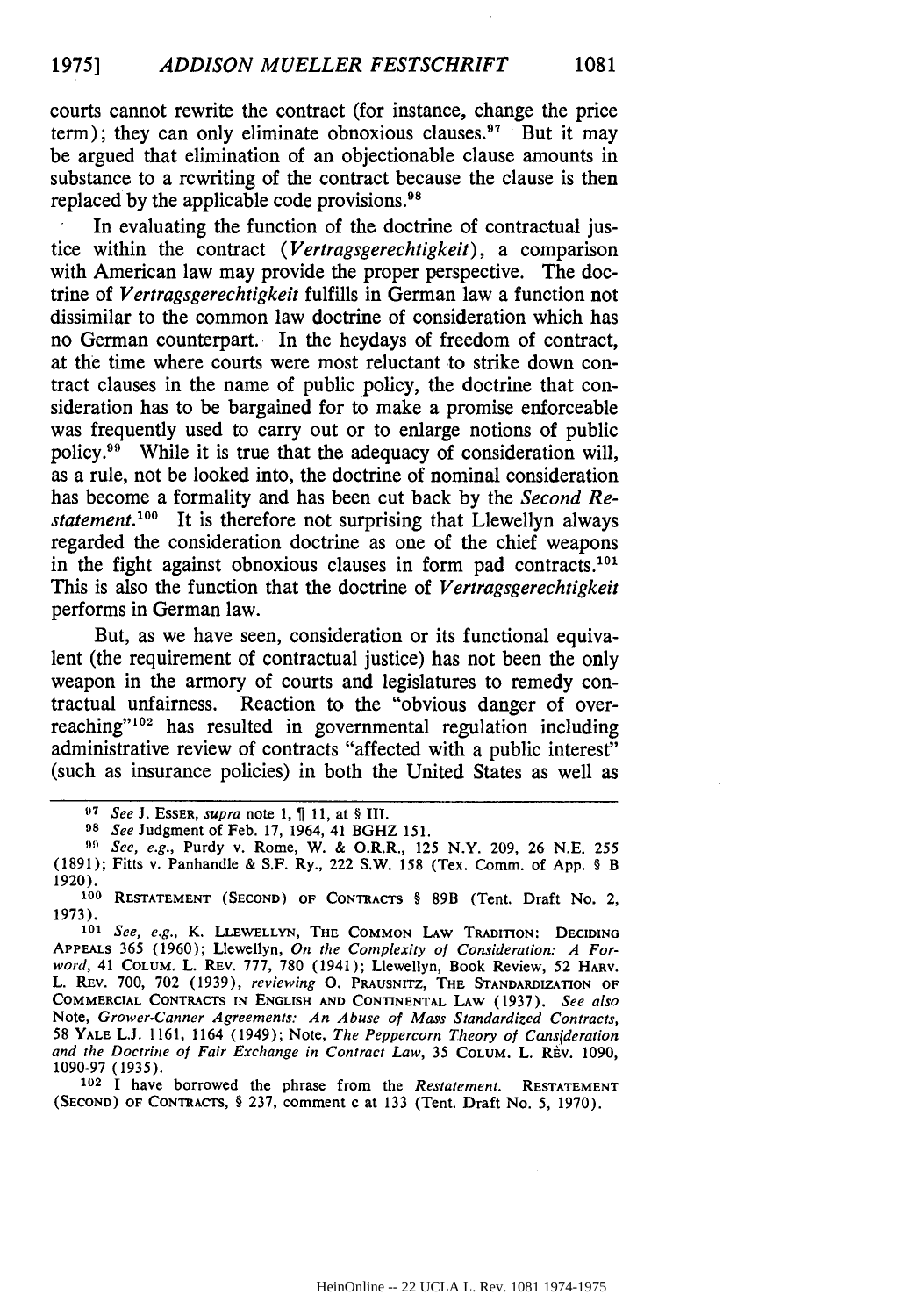courts cannot rewrite the contract (for instance, change the price term); they can only eliminate obnoxious clauses.[97] But it may be argued that elimination of an objectionable clause amounts in substance to a rewriting of the contract because the clause is then replaced by the applicable code provisions.[98]

In evaluating the function of the doctrine of contractual justice within the contract (*Vertragsgerechtigkeit*), a comparison with American law may provide the proper perspective. The doctrine of *Vertragsgerechtigkeit* fulfills in German law a function not dissimilar to the common law doctrine of consideration which has no German counterpart. In the heydays of freedom of contract, at the time where courts were most reluctant to strike down contract clauses in the name of public policy, the doctrine that consideration has to be bargained for to make a promise enforceable was frequently used to carry out or to enlarge notions of public policy.[99] While it is true that the adequacy of consideration will, as a rule, not be looked into, the doctrine of nominal consideration has become a formality and has been cut back by the *Second Restatement*.[100] It is therefore not surprising that Llewellyn always regarded the consideration doctrine as one of the chief weapons in the fight against obnoxious clauses in form pad contracts.[101] This is also the function that the doctrine of *Vertragsgerechtigkeit* performs in German law.

But, as we have seen, consideration or its functional equivalent (the requirement of contractual justice) has not been the only weapon in the armory of courts and legislatures to remedy contractual unfairness. Reaction to the "obvious danger of overreaching"[102] has resulted in governmental regulation including administrative review of contracts "affected with a public interest" (such as insurance policies) in both the United States as well as

---

[97] *See* J. ESSER, *supra* note 1, ¶ 11, at § III.

[98] *See* Judgment of Feb. 17, 1964, 41 BGHZ 151.

[99] *See, e.g.*, Purdy v. Rome, W. & O.R.R., 125 N.Y. 209, 26 N.E. 255 (1891); Fitts v. Panhandle & S.F. Ry., 222 S.W. 158 (Tex. Comm. of App. § B 1920).

[100] RESTATEMENT (SECOND) OF CONTRACTS § 89B (Tent. Draft No. 2, 1973).

[101] *See, e.g.*, K. LLEWELLYN, THE COMMON LAW TRADITION: DECIDING APPEALS 365 (1960); Llewellyn, *On the Complexity of Consideration: A Foreword*, 41 COLUM. L. REV. 777, 780 (1941); Llewellyn, Book Review, 52 HARV. L. REV. 700, 702 (1939), *reviewing* O. PRAUSNITZ, THE STANDARDIZATION OF COMMERCIAL CONTRACTS IN ENGLISH AND CONTINENTAL LAW (1937). *See also* Note, *Grower-Canner Agreements: An Abuse of Mass Standardized Contracts*, 58 YALE L.J. 1161, 1164 (1949); Note, *The Peppercorn Theory of Consideration and the Doctrine of Fair Exchange in Contract Law*, 35 COLUM. L. REV. 1090, 1090-97 (1935).

[102] I have borrowed the phrase from the *Restatement*. RESTATEMENT (SECOND) OF CONTRACTS, § 237, comment c at 133 (Tent. Draft No. 5, 1970).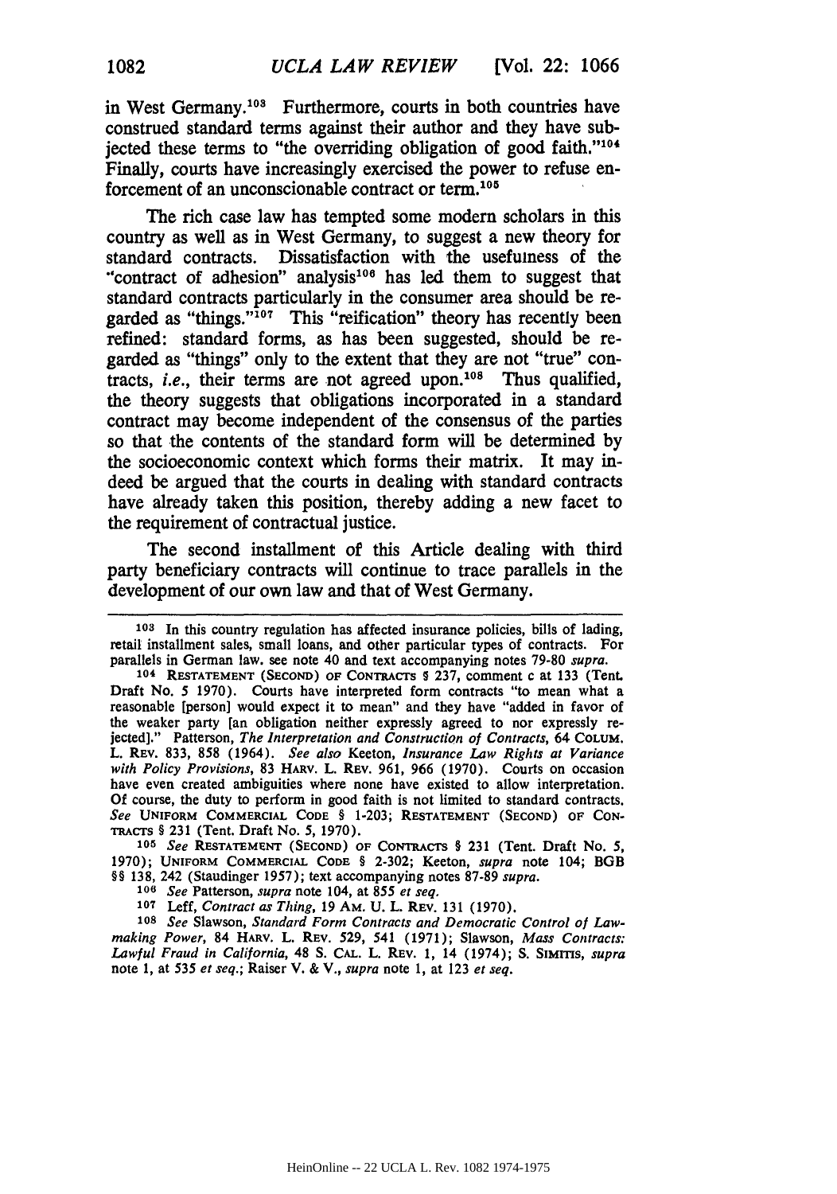in West Germany.[103] Furthermore, courts in both countries have construed standard terms against their author and they have subjected these terms to "the overriding obligation of good faith."[104] Finally, courts have increasingly exercised the power to refuse enforcement of an unconscionable contract or term.[105]

The rich case law has tempted some modern scholars in this country as well as in West Germany, to suggest a new theory for standard contracts. Dissatisfaction with the usefulness of the "contract of adhesion" analysis[106] has led them to suggest that standard contracts particularly in the consumer area should be regarded as "things."[107] This "reification" theory has recently been refined: standard forms, as has been suggested, should be regarded as "things" only to the extent that they are not "true" contracts, *i.e.*, their terms are not agreed upon.[108] Thus qualified, the theory suggests that obligations incorporated in a standard contract may become independent of the consensus of the parties so that the contents of the standard form will be determined by the socioeconomic context which forms their matrix. It may indeed be argued that the courts in dealing with standard contracts have already taken this position, thereby adding a new facet to the requirement of contractual justice.

The second installment of this Article dealing with third party beneficiary contracts will continue to trace parallels in the development of our own law and that of West Germany.

---

[103] In this country regulation has affected insurance policies, bills of lading, retail installment sales, small loans, and other particular types of contracts. For parallels in German law. see note 40 and text accompanying notes 79-80 *supra*.

[104] RESTATEMENT (SECOND) OF CONTRACTS § 237, comment c at 133 (Tent. Draft No. 5 1970). Courts have interpreted form contracts "to mean what a reasonable [person] would expect it to mean" and they have "added in favor of the weaker party [an obligation neither expressly agreed to nor expressly rejected]." Patterson, *The Interpretation and Construction of Contracts*, 64 COLUM. L. REV. 833, 858 (1964). *See also* Keeton, *Insurance Law Rights at Variance with Policy Provisions*, 83 HARV. L. REV. 961, 966 (1970). Courts on occasion have even created ambiguities where none have existed to allow interpretation. Of course, the duty to perform in good faith is not limited to standard contracts. *See* UNIFORM COMMERCIAL CODE § 1-203; RESTATEMENT (SECOND) OF CONTRACTS § 231 (Tent. Draft No. 5, 1970).

[105] *See* RESTATEMENT (SECOND) OF CONTRACTS § 231 (Tent. Draft No. 5, 1970); UNIFORM COMMERCIAL CODE § 2-302; Keeton, *supra* note 104; BGB §§ 138, 242 (Staudinger 1957); text accompanying notes 87-89 *supra*.

[106] *See* Patterson, *supra* note 104, at 855 *et seq.*

[107] Leff, *Contract as Thing*, 19 AM. U. L. REV. 131 (1970).

[108] *See* Slawson, *Standard Form Contracts and Democratic Control of Lawmaking Power*, 84 HARV. L. REV. 529, 541 (1971); Slawson, *Mass Contracts: Lawful Fraud in California*, 48 S. CAL. L. REV. 1, 14 (1974); S. SIMITIS, *supra* note 1, at 535 *et seq.*; Raiser V. & V., *supra* note 1, at 123 *et seq.*